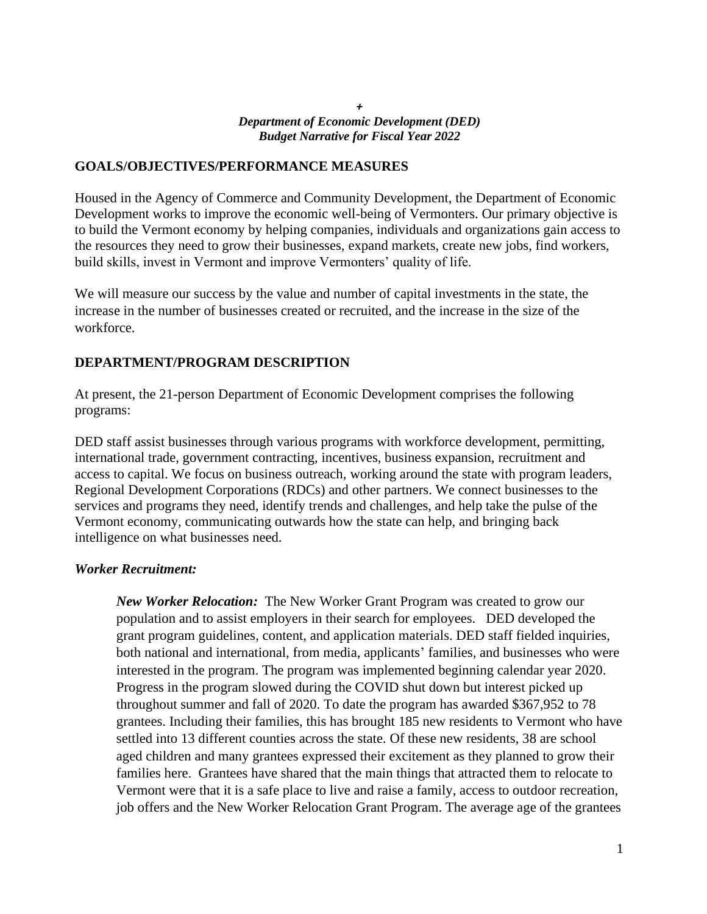*+*
***Department of Economic Development (DED)***
***Budget Narrative for Fiscal Year 2022***

## GOALS/OBJECTIVES/PERFORMANCE MEASURES

Housed in the Agency of Commerce and Community Development, the Department of Economic Development works to improve the economic well-being of Vermonters. Our primary objective is to build the Vermont economy by helping companies, individuals and organizations gain access to the resources they need to grow their businesses, expand markets, create new jobs, find workers, build skills, invest in Vermont and improve Vermonters' quality of life.

We will measure our success by the value and number of capital investments in the state, the increase in the number of businesses created or recruited, and the increase in the size of the workforce.

## DEPARTMENT/PROGRAM DESCRIPTION

At present, the 21-person Department of Economic Development comprises the following programs:

DED staff assist businesses through various programs with workforce development, permitting, international trade, government contracting, incentives, business expansion, recruitment and access to capital. We focus on business outreach, working around the state with program leaders, Regional Development Corporations (RDCs) and other partners. We connect businesses to the services and programs they need, identify trends and challenges, and help take the pulse of the Vermont economy, communicating outwards how the state can help, and bringing back intelligence on what businesses need.

### *Worker Recruitment:*

> ***New Worker Relocation:*** The New Worker Grant Program was created to grow our population and to assist employers in their search for employees. DED developed the grant program guidelines, content, and application materials. DED staff fielded inquiries, both national and international, from media, applicants' families, and businesses who were interested in the program. The program was implemented beginning calendar year 2020. Progress in the program slowed during the COVID shut down but interest picked up throughout summer and fall of 2020. To date the program has awarded $367,952 to 78 grantees. Including their families, this has brought 185 new residents to Vermont who have settled into 13 different counties across the state. Of these new residents, 38 are school aged children and many grantees expressed their excitement as they planned to grow their families here. Grantees have shared that the main things that attracted them to relocate to Vermont were that it is a safe place to live and raise a family, access to outdoor recreation, job offers and the New Worker Relocation Grant Program. The average age of the grantees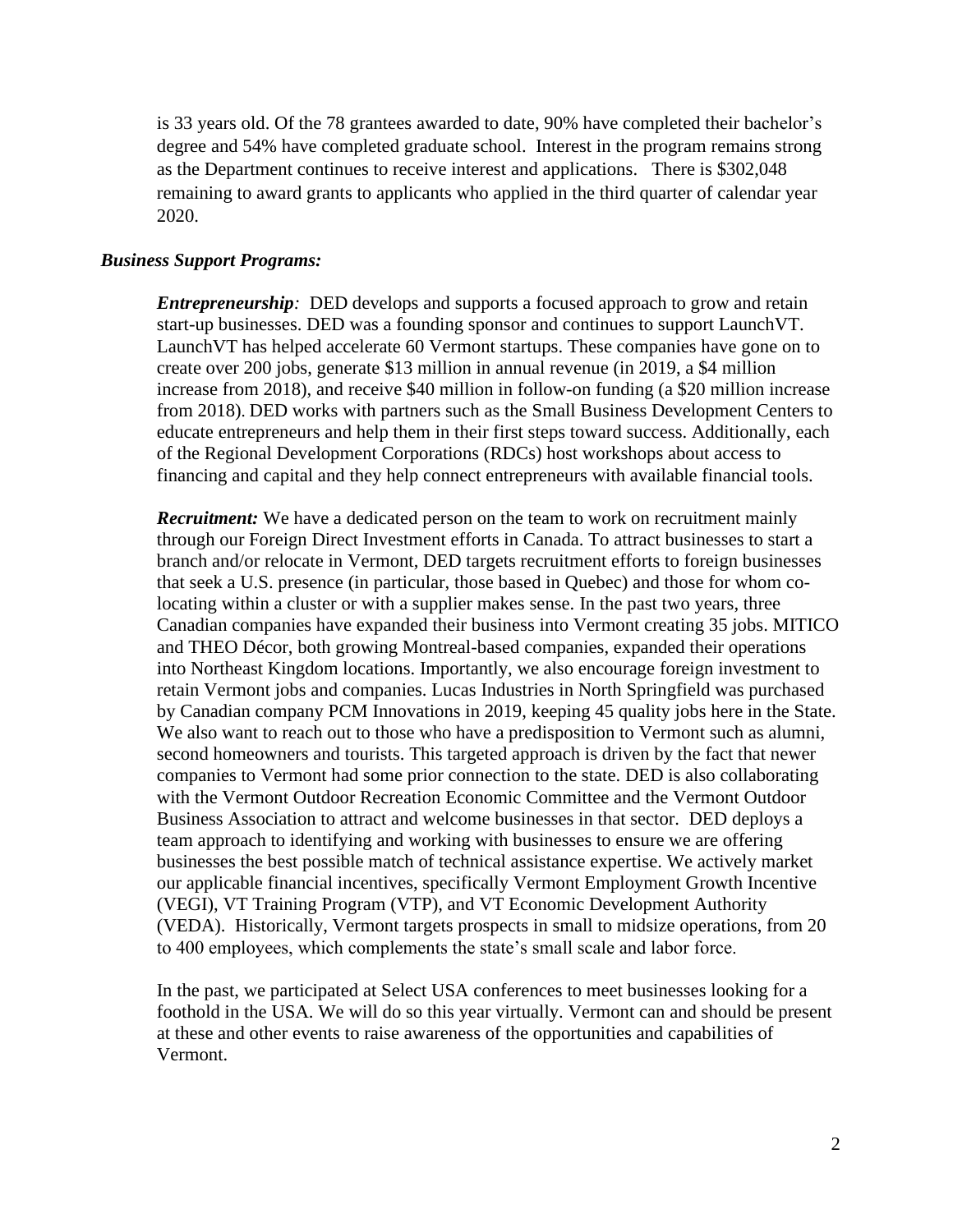is 33 years old. Of the 78 grantees awarded to date, 90% have completed their bachelor's degree and 54% have completed graduate school. Interest in the program remains strong as the Department continues to receive interest and applications. There is $302,048 remaining to award grants to applicants who applied in the third quarter of calendar year 2020.

***Business Support Programs:***

***Entrepreneurship**:* DED develops and supports a focused approach to grow and retain start-up businesses. DED was a founding sponsor and continues to support LaunchVT. LaunchVT has helped accelerate 60 Vermont startups. These companies have gone on to create over 200 jobs, generate $13 million in annual revenue (in 2019, a $4 million increase from 2018), and receive $40 million in follow-on funding (a $20 million increase from 2018). DED works with partners such as the Small Business Development Centers to educate entrepreneurs and help them in their first steps toward success. Additionally, each of the Regional Development Corporations (RDCs) host workshops about access to financing and capital and they help connect entrepreneurs with available financial tools.

***Recruitment:*** We have a dedicated person on the team to work on recruitment mainly through our Foreign Direct Investment efforts in Canada. To attract businesses to start a branch and/or relocate in Vermont, DED targets recruitment efforts to foreign businesses that seek a U.S. presence (in particular, those based in Quebec) and those for whom co-locating within a cluster or with a supplier makes sense. In the past two years, three Canadian companies have expanded their business into Vermont creating 35 jobs. MITICO and THEO Décor, both growing Montreal-based companies, expanded their operations into Northeast Kingdom locations. Importantly, we also encourage foreign investment to retain Vermont jobs and companies. Lucas Industries in North Springfield was purchased by Canadian company PCM Innovations in 2019, keeping 45 quality jobs here in the State. We also want to reach out to those who have a predisposition to Vermont such as alumni, second homeowners and tourists. This targeted approach is driven by the fact that newer companies to Vermont had some prior connection to the state. DED is also collaborating with the Vermont Outdoor Recreation Economic Committee and the Vermont Outdoor Business Association to attract and welcome businesses in that sector. DED deploys a team approach to identifying and working with businesses to ensure we are offering businesses the best possible match of technical assistance expertise. We actively market our applicable financial incentives, specifically Vermont Employment Growth Incentive (VEGI), VT Training Program (VTP), and VT Economic Development Authority (VEDA). Historically, Vermont targets prospects in small to midsize operations, from 20 to 400 employees, which complements the state's small scale and labor force.

In the past, we participated at Select USA conferences to meet businesses looking for a foothold in the USA. We will do so this year virtually. Vermont can and should be present at these and other events to raise awareness of the opportunities and capabilities of Vermont.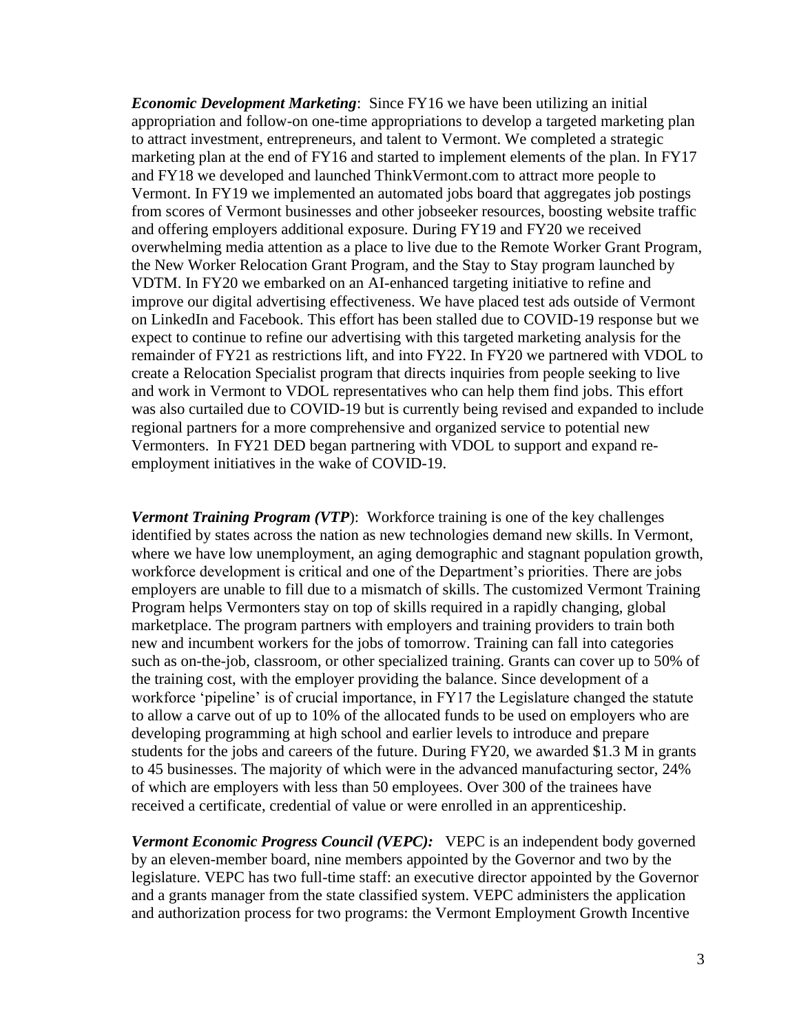***Economic Development Marketing***: Since FY16 we have been utilizing an initial appropriation and follow-on one-time appropriations to develop a targeted marketing plan to attract investment, entrepreneurs, and talent to Vermont. We completed a strategic marketing plan at the end of FY16 and started to implement elements of the plan. In FY17 and FY18 we developed and launched ThinkVermont.com to attract more people to Vermont. In FY19 we implemented an automated jobs board that aggregates job postings from scores of Vermont businesses and other jobseeker resources, boosting website traffic and offering employers additional exposure. During FY19 and FY20 we received overwhelming media attention as a place to live due to the Remote Worker Grant Program, the New Worker Relocation Grant Program, and the Stay to Stay program launched by VDTM. In FY20 we embarked on an AI-enhanced targeting initiative to refine and improve our digital advertising effectiveness. We have placed test ads outside of Vermont on LinkedIn and Facebook. This effort has been stalled due to COVID-19 response but we expect to continue to refine our advertising with this targeted marketing analysis for the remainder of FY21 as restrictions lift, and into FY22. In FY20 we partnered with VDOL to create a Relocation Specialist program that directs inquiries from people seeking to live and work in Vermont to VDOL representatives who can help them find jobs. This effort was also curtailed due to COVID-19 but is currently being revised and expanded to include regional partners for a more comprehensive and organized service to potential new Vermonters. In FY21 DED began partnering with VDOL to support and expand re-employment initiatives in the wake of COVID-19.

***Vermont Training Program (VTP)***: Workforce training is one of the key challenges identified by states across the nation as new technologies demand new skills. In Vermont, where we have low unemployment, an aging demographic and stagnant population growth, workforce development is critical and one of the Department's priorities. There are jobs employers are unable to fill due to a mismatch of skills. The customized Vermont Training Program helps Vermonters stay on top of skills required in a rapidly changing, global marketplace. The program partners with employers and training providers to train both new and incumbent workers for the jobs of tomorrow. Training can fall into categories such as on-the-job, classroom, or other specialized training. Grants can cover up to 50% of the training cost, with the employer providing the balance. Since development of a workforce 'pipeline' is of crucial importance, in FY17 the Legislature changed the statute to allow a carve out of up to 10% of the allocated funds to be used on employers who are developing programming at high school and earlier levels to introduce and prepare students for the jobs and careers of the future. During FY20, we awarded $1.3 M in grants to 45 businesses. The majority of which were in the advanced manufacturing sector, 24% of which are employers with less than 50 employees. Over 300 of the trainees have received a certificate, credential of value or were enrolled in an apprenticeship.

***Vermont Economic Progress Council (VEPC):*** VEPC is an independent body governed by an eleven-member board, nine members appointed by the Governor and two by the legislature. VEPC has two full-time staff: an executive director appointed by the Governor and a grants manager from the state classified system. VEPC administers the application and authorization process for two programs: the Vermont Employment Growth Incentive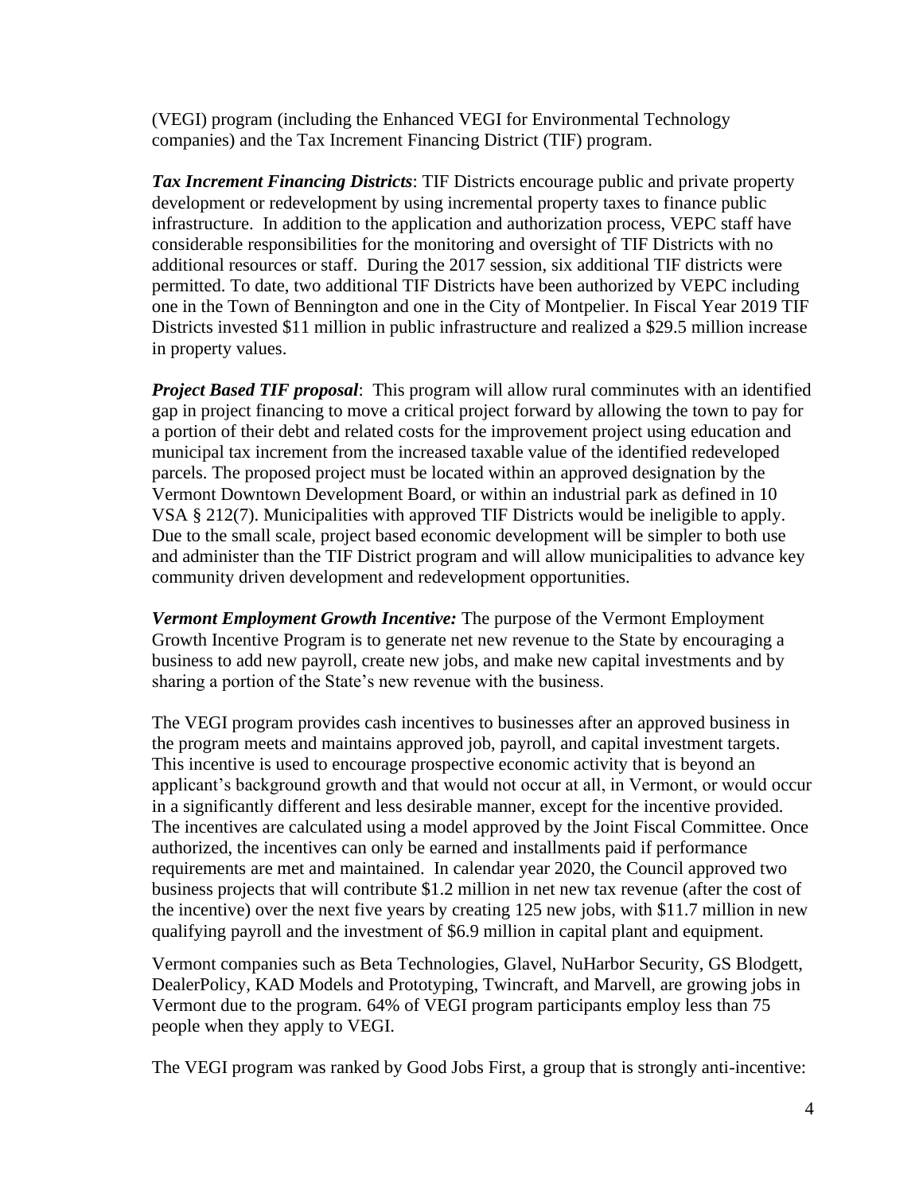(VEGI) program (including the Enhanced VEGI for Environmental Technology companies) and the Tax Increment Financing District (TIF) program.

***Tax Increment Financing Districts***: TIF Districts encourage public and private property development or redevelopment by using incremental property taxes to finance public infrastructure. In addition to the application and authorization process, VEPC staff have considerable responsibilities for the monitoring and oversight of TIF Districts with no additional resources or staff. During the 2017 session, six additional TIF districts were permitted. To date, two additional TIF Districts have been authorized by VEPC including one in the Town of Bennington and one in the City of Montpelier. In Fiscal Year 2019 TIF Districts invested $11 million in public infrastructure and realized a $29.5 million increase in property values.

***Project Based TIF proposal***: This program will allow rural comminutes with an identified gap in project financing to move a critical project forward by allowing the town to pay for a portion of their debt and related costs for the improvement project using education and municipal tax increment from the increased taxable value of the identified redeveloped parcels. The proposed project must be located within an approved designation by the Vermont Downtown Development Board, or within an industrial park as defined in 10 VSA § 212(7). Municipalities with approved TIF Districts would be ineligible to apply. Due to the small scale, project based economic development will be simpler to both use and administer than the TIF District program and will allow municipalities to advance key community driven development and redevelopment opportunities.

***Vermont Employment Growth Incentive:*** The purpose of the Vermont Employment Growth Incentive Program is to generate net new revenue to the State by encouraging a business to add new payroll, create new jobs, and make new capital investments and by sharing a portion of the State's new revenue with the business.

The VEGI program provides cash incentives to businesses after an approved business in the program meets and maintains approved job, payroll, and capital investment targets. This incentive is used to encourage prospective economic activity that is beyond an applicant's background growth and that would not occur at all, in Vermont, or would occur in a significantly different and less desirable manner, except for the incentive provided. The incentives are calculated using a model approved by the Joint Fiscal Committee. Once authorized, the incentives can only be earned and installments paid if performance requirements are met and maintained. In calendar year 2020, the Council approved two business projects that will contribute $1.2 million in net new tax revenue (after the cost of the incentive) over the next five years by creating 125 new jobs, with $11.7 million in new qualifying payroll and the investment of $6.9 million in capital plant and equipment.

Vermont companies such as Beta Technologies, Glavel, NuHarbor Security, GS Blodgett, DealerPolicy, KAD Models and Prototyping, Twincraft, and Marvell, are growing jobs in Vermont due to the program. 64% of VEGI program participants employ less than 75 people when they apply to VEGI.

The VEGI program was ranked by Good Jobs First, a group that is strongly anti-incentive: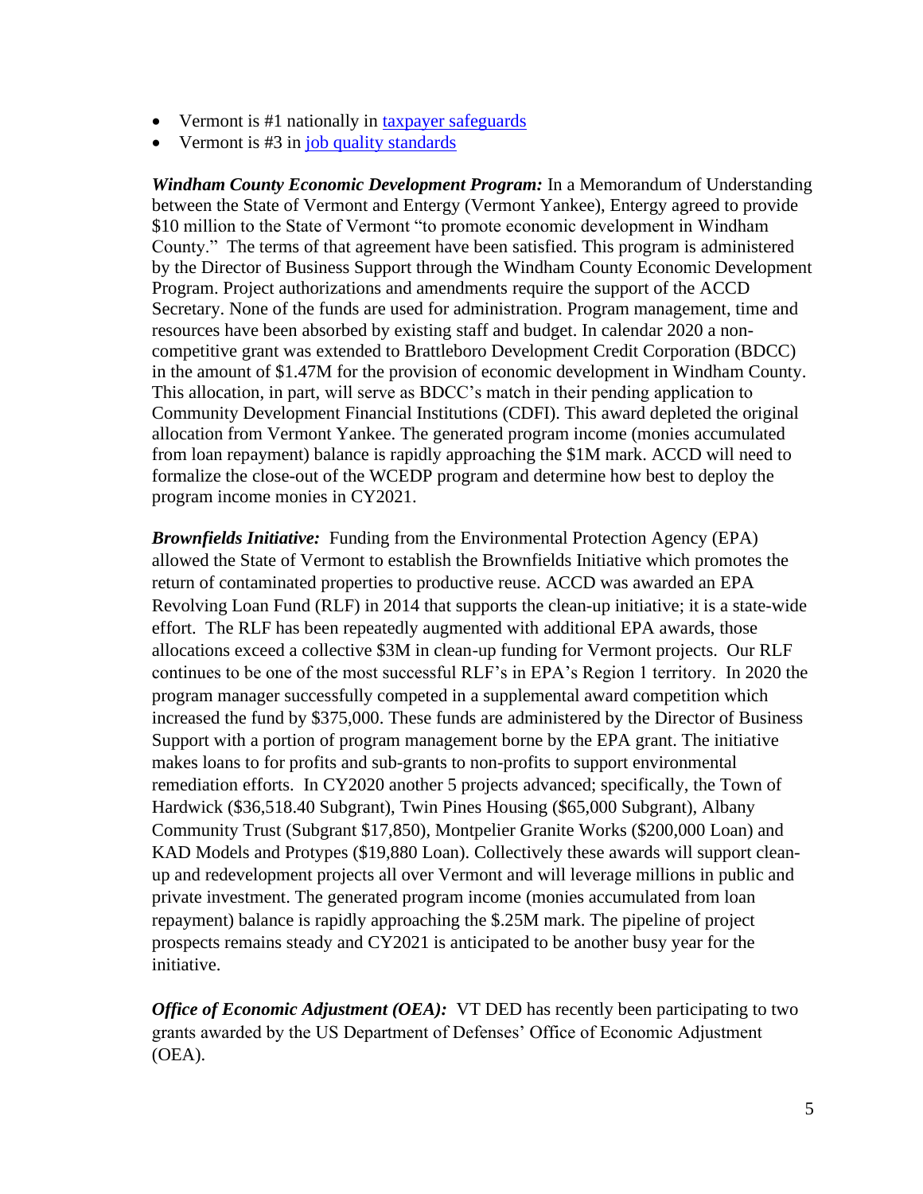- Vermont is #1 nationally in [taxpayer safeguards]
- Vermont is #3 in [job quality standards]

***Windham County Economic Development Program:*** In a Memorandum of Understanding between the State of Vermont and Entergy (Vermont Yankee), Entergy agreed to provide $10 million to the State of Vermont "to promote economic development in Windham County." The terms of that agreement have been satisfied. This program is administered by the Director of Business Support through the Windham County Economic Development Program. Project authorizations and amendments require the support of the ACCD Secretary. None of the funds are used for administration. Program management, time and resources have been absorbed by existing staff and budget. In calendar 2020 a non-competitive grant was extended to Brattleboro Development Credit Corporation (BDCC) in the amount of $1.47M for the provision of economic development in Windham County. This allocation, in part, will serve as BDCC's match in their pending application to Community Development Financial Institutions (CDFI). This award depleted the original allocation from Vermont Yankee. The generated program income (monies accumulated from loan repayment) balance is rapidly approaching the $1M mark. ACCD will need to formalize the close-out of the WCEDP program and determine how best to deploy the program income monies in CY2021.

***Brownfields Initiative:*** Funding from the Environmental Protection Agency (EPA) allowed the State of Vermont to establish the Brownfields Initiative which promotes the return of contaminated properties to productive reuse. ACCD was awarded an EPA Revolving Loan Fund (RLF) in 2014 that supports the clean-up initiative; it is a state-wide effort. The RLF has been repeatedly augmented with additional EPA awards, those allocations exceed a collective $3M in clean-up funding for Vermont projects. Our RLF continues to be one of the most successful RLF's in EPA's Region 1 territory. In 2020 the program manager successfully competed in a supplemental award competition which increased the fund by $375,000. These funds are administered by the Director of Business Support with a portion of program management borne by the EPA grant. The initiative makes loans to for profits and sub-grants to non-profits to support environmental remediation efforts. In CY2020 another 5 projects advanced; specifically, the Town of Hardwick ($36,518.40 Subgrant), Twin Pines Housing ($65,000 Subgrant), Albany Community Trust (Subgrant $17,850), Montpelier Granite Works ($200,000 Loan) and KAD Models and Protypes ($19,880 Loan). Collectively these awards will support clean-up and redevelopment projects all over Vermont and will leverage millions in public and private investment. The generated program income (monies accumulated from loan repayment) balance is rapidly approaching the $.25M mark. The pipeline of project prospects remains steady and CY2021 is anticipated to be another busy year for the initiative.

***Office of Economic Adjustment (OEA):*** VT DED has recently been participating to two grants awarded by the US Department of Defenses' Office of Economic Adjustment (OEA).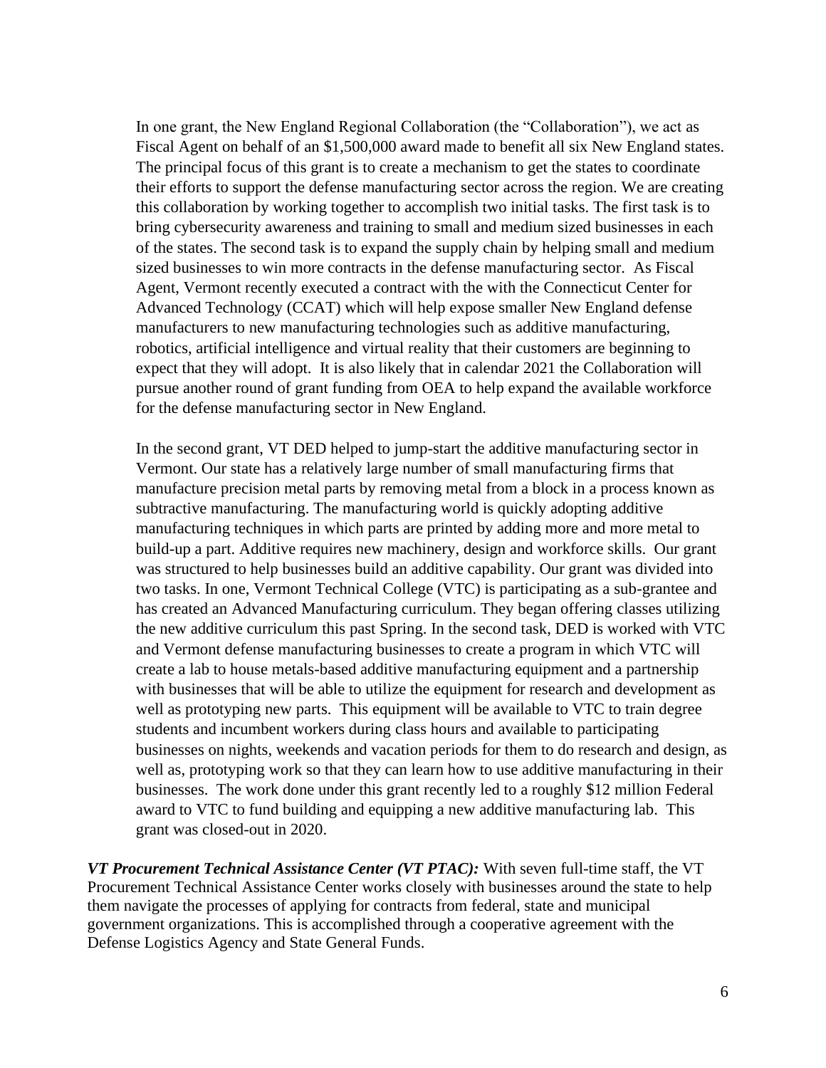In one grant, the New England Regional Collaboration (the "Collaboration"), we act as Fiscal Agent on behalf of an $1,500,000 award made to benefit all six New England states. The principal focus of this grant is to create a mechanism to get the states to coordinate their efforts to support the defense manufacturing sector across the region. We are creating this collaboration by working together to accomplish two initial tasks. The first task is to bring cybersecurity awareness and training to small and medium sized businesses in each of the states. The second task is to expand the supply chain by helping small and medium sized businesses to win more contracts in the defense manufacturing sector. As Fiscal Agent, Vermont recently executed a contract with the with the Connecticut Center for Advanced Technology (CCAT) which will help expose smaller New England defense manufacturers to new manufacturing technologies such as additive manufacturing, robotics, artificial intelligence and virtual reality that their customers are beginning to expect that they will adopt. It is also likely that in calendar 2021 the Collaboration will pursue another round of grant funding from OEA to help expand the available workforce for the defense manufacturing sector in New England.

In the second grant, VT DED helped to jump-start the additive manufacturing sector in Vermont. Our state has a relatively large number of small manufacturing firms that manufacture precision metal parts by removing metal from a block in a process known as subtractive manufacturing. The manufacturing world is quickly adopting additive manufacturing techniques in which parts are printed by adding more and more metal to build-up a part. Additive requires new machinery, design and workforce skills. Our grant was structured to help businesses build an additive capability. Our grant was divided into two tasks. In one, Vermont Technical College (VTC) is participating as a sub-grantee and has created an Advanced Manufacturing curriculum. They began offering classes utilizing the new additive curriculum this past Spring. In the second task, DED is worked with VTC and Vermont defense manufacturing businesses to create a program in which VTC will create a lab to house metals-based additive manufacturing equipment and a partnership with businesses that will be able to utilize the equipment for research and development as well as prototyping new parts. This equipment will be available to VTC to train degree students and incumbent workers during class hours and available to participating businesses on nights, weekends and vacation periods for them to do research and design, as well as, prototyping work so that they can learn how to use additive manufacturing in their businesses. The work done under this grant recently led to a roughly $12 million Federal award to VTC to fund building and equipping a new additive manufacturing lab. This grant was closed-out in 2020.

***VT Procurement Technical Assistance Center (VT PTAC):*** With seven full-time staff, the VT Procurement Technical Assistance Center works closely with businesses around the state to help them navigate the processes of applying for contracts from federal, state and municipal government organizations. This is accomplished through a cooperative agreement with the Defense Logistics Agency and State General Funds.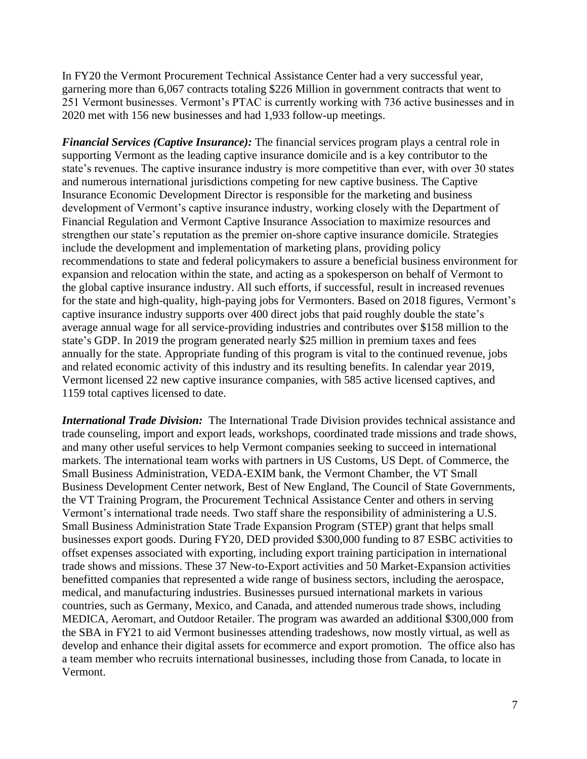In FY20 the Vermont Procurement Technical Assistance Center had a very successful year, garnering more than 6,067 contracts totaling $226 Million in government contracts that went to 251 Vermont businesses. Vermont's PTAC is currently working with 736 active businesses and in 2020 met with 156 new businesses and had 1,933 follow-up meetings.

***Financial Services (Captive Insurance):*** The financial services program plays a central role in supporting Vermont as the leading captive insurance domicile and is a key contributor to the state's revenues. The captive insurance industry is more competitive than ever, with over 30 states and numerous international jurisdictions competing for new captive business. The Captive Insurance Economic Development Director is responsible for the marketing and business development of Vermont's captive insurance industry, working closely with the Department of Financial Regulation and Vermont Captive Insurance Association to maximize resources and strengthen our state's reputation as the premier on-shore captive insurance domicile. Strategies include the development and implementation of marketing plans, providing policy recommendations to state and federal policymakers to assure a beneficial business environment for expansion and relocation within the state, and acting as a spokesperson on behalf of Vermont to the global captive insurance industry. All such efforts, if successful, result in increased revenues for the state and high-quality, high-paying jobs for Vermonters. Based on 2018 figures, Vermont's captive insurance industry supports over 400 direct jobs that paid roughly double the state's average annual wage for all service-providing industries and contributes over $158 million to the state's GDP. In 2019 the program generated nearly $25 million in premium taxes and fees annually for the state. Appropriate funding of this program is vital to the continued revenue, jobs and related economic activity of this industry and its resulting benefits. In calendar year 2019, Vermont licensed 22 new captive insurance companies, with 585 active licensed captives, and 1159 total captives licensed to date.

***International Trade Division:*** The International Trade Division provides technical assistance and trade counseling, import and export leads, workshops, coordinated trade missions and trade shows, and many other useful services to help Vermont companies seeking to succeed in international markets. The international team works with partners in US Customs, US Dept. of Commerce, the Small Business Administration, VEDA-EXIM bank, the Vermont Chamber, the VT Small Business Development Center network, Best of New England, The Council of State Governments, the VT Training Program, the Procurement Technical Assistance Center and others in serving Vermont's international trade needs. Two staff share the responsibility of administering a U.S. Small Business Administration State Trade Expansion Program (STEP) grant that helps small businesses export goods. During FY20, DED provided $300,000 funding to 87 ESBC activities to offset expenses associated with exporting, including export training participation in international trade shows and missions. These 37 New-to-Export activities and 50 Market-Expansion activities benefitted companies that represented a wide range of business sectors, including the aerospace, medical, and manufacturing industries. Businesses pursued international markets in various countries, such as Germany, Mexico, and Canada, and attended numerous trade shows, including MEDICA, Aeromart, and Outdoor Retailer. The program was awarded an additional $300,000 from the SBA in FY21 to aid Vermont businesses attending tradeshows, now mostly virtual, as well as develop and enhance their digital assets for ecommerce and export promotion. The office also has a team member who recruits international businesses, including those from Canada, to locate in Vermont.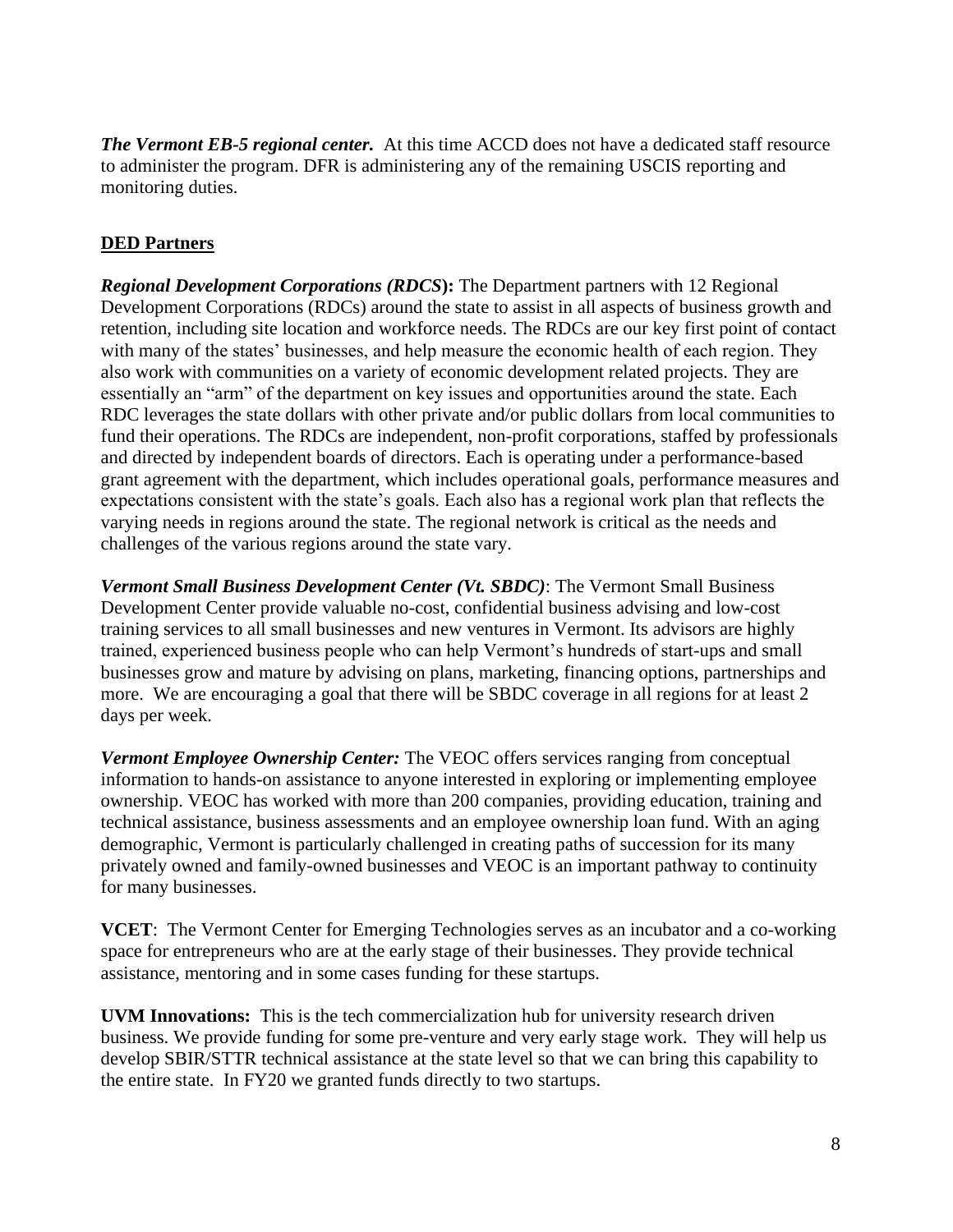***The Vermont EB-5 regional center.*** At this time ACCD does not have a dedicated staff resource to administer the program. DFR is administering any of the remaining USCIS reporting and monitoring duties.

## DED Partners

***Regional Development Corporations (RDCS*****):** The Department partners with 12 Regional Development Corporations (RDCs) around the state to assist in all aspects of business growth and retention, including site location and workforce needs. The RDCs are our key first point of contact with many of the states' businesses, and help measure the economic health of each region. They also work with communities on a variety of economic development related projects. They are essentially an "arm" of the department on key issues and opportunities around the state. Each RDC leverages the state dollars with other private and/or public dollars from local communities to fund their operations. The RDCs are independent, non-profit corporations, staffed by professionals and directed by independent boards of directors. Each is operating under a performance-based grant agreement with the department, which includes operational goals, performance measures and expectations consistent with the state's goals. Each also has a regional work plan that reflects the varying needs in regions around the state. The regional network is critical as the needs and challenges of the various regions around the state vary.

***Vermont Small Business Development Center (Vt. SBDC)***: The Vermont Small Business Development Center provide valuable no-cost, confidential business advising and low-cost training services to all small businesses and new ventures in Vermont. Its advisors are highly trained, experienced business people who can help Vermont's hundreds of start-ups and small businesses grow and mature by advising on plans, marketing, financing options, partnerships and more. We are encouraging a goal that there will be SBDC coverage in all regions for at least 2 days per week.

***Vermont Employee Ownership Center:*** The VEOC offers services ranging from conceptual information to hands-on assistance to anyone interested in exploring or implementing employee ownership. VEOC has worked with more than 200 companies, providing education, training and technical assistance, business assessments and an employee ownership loan fund. With an aging demographic, Vermont is particularly challenged in creating paths of succession for its many privately owned and family-owned businesses and VEOC is an important pathway to continuity for many businesses.

**VCET**: The Vermont Center for Emerging Technologies serves as an incubator and a co-working space for entrepreneurs who are at the early stage of their businesses. They provide technical assistance, mentoring and in some cases funding for these startups.

**UVM Innovations:** This is the tech commercialization hub for university research driven business. We provide funding for some pre-venture and very early stage work. They will help us develop SBIR/STTR technical assistance at the state level so that we can bring this capability to the entire state. In FY20 we granted funds directly to two startups.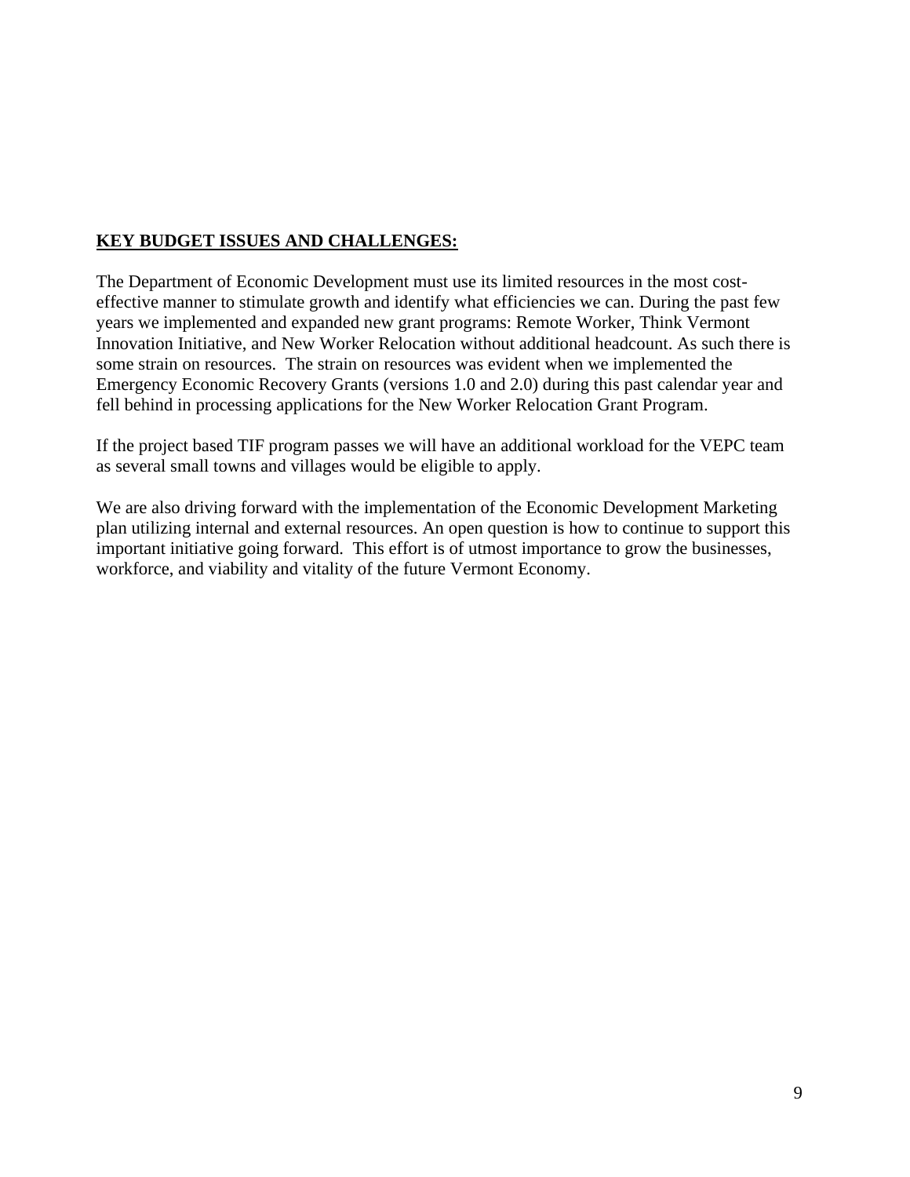**KEY BUDGET ISSUES AND CHALLENGES:**

The Department of Economic Development must use its limited resources in the most cost-effective manner to stimulate growth and identify what efficiencies we can. During the past few years we implemented and expanded new grant programs: Remote Worker, Think Vermont Innovation Initiative, and New Worker Relocation without additional headcount. As such there is some strain on resources. The strain on resources was evident when we implemented the Emergency Economic Recovery Grants (versions 1.0 and 2.0) during this past calendar year and fell behind in processing applications for the New Worker Relocation Grant Program.

If the project based TIF program passes we will have an additional workload for the VEPC team as several small towns and villages would be eligible to apply.

We are also driving forward with the implementation of the Economic Development Marketing plan utilizing internal and external resources. An open question is how to continue to support this important initiative going forward. This effort is of utmost importance to grow the businesses, workforce, and viability and vitality of the future Vermont Economy.